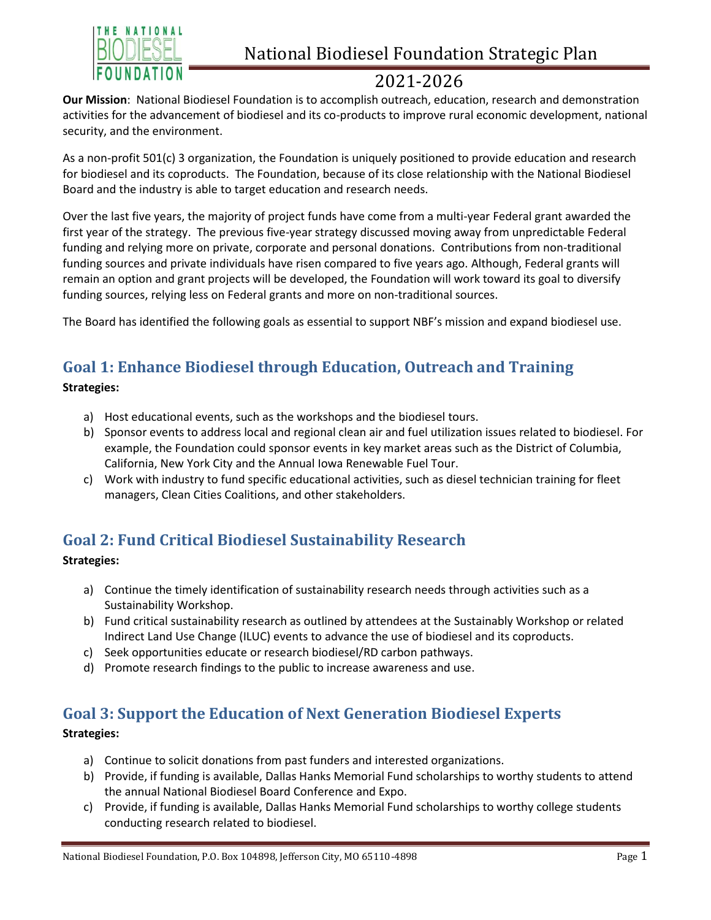# National Biodiesel Foundation Strategic Plan

## 2021-2026

**Our Mission**: National Biodiesel Foundation is to accomplish outreach, education, research and demonstration activities for the advancement of biodiesel and its co-products to improve rural economic development, national security, and the environment.

As a non-profit 501(c) 3 organization, the Foundation is uniquely positioned to provide education and research for biodiesel and its coproducts. The Foundation, because of its close relationship with the National Biodiesel Board and the industry is able to target education and research needs.

Over the last five years, the majority of project funds have come from a multi-year Federal grant awarded the first year of the strategy. The previous five-year strategy discussed moving away from unpredictable Federal funding and relying more on private, corporate and personal donations. Contributions from non-traditional funding sources and private individuals have risen compared to five years ago. Although, Federal grants will remain an option and grant projects will be developed, the Foundation will work toward its goal to diversify funding sources, relying less on Federal grants and more on non-traditional sources.

The Board has identified the following goals as essential to support NBF's mission and expand biodiesel use.

## Goal 1: Enhance Biodiesel through Education, Outreach and Training

**Strategies:**

a) Host educational events, such as the workshops and the biodiesel tours.
b) Sponsor events to address local and regional clean air and fuel utilization issues related to biodiesel. For example, the Foundation could sponsor events in key market areas such as the District of Columbia, California, New York City and the Annual Iowa Renewable Fuel Tour.
c) Work with industry to fund specific educational activities, such as diesel technician training for fleet managers, Clean Cities Coalitions, and other stakeholders.

## Goal 2: Fund Critical Biodiesel Sustainability Research

**Strategies:**

a) Continue the timely identification of sustainability research needs through activities such as a Sustainability Workshop.
b) Fund critical sustainability research as outlined by attendees at the Sustainably Workshop or related Indirect Land Use Change (ILUC) events to advance the use of biodiesel and its coproducts.
c) Seek opportunities educate or research biodiesel/RD carbon pathways.
d) Promote research findings to the public to increase awareness and use.

## Goal 3: Support the Education of Next Generation Biodiesel Experts

**Strategies:**

a) Continue to solicit donations from past funders and interested organizations.
b) Provide, if funding is available, Dallas Hanks Memorial Fund scholarships to worthy students to attend the annual National Biodiesel Board Conference and Expo.
c) Provide, if funding is available, Dallas Hanks Memorial Fund scholarships to worthy college students conducting research related to biodiesel.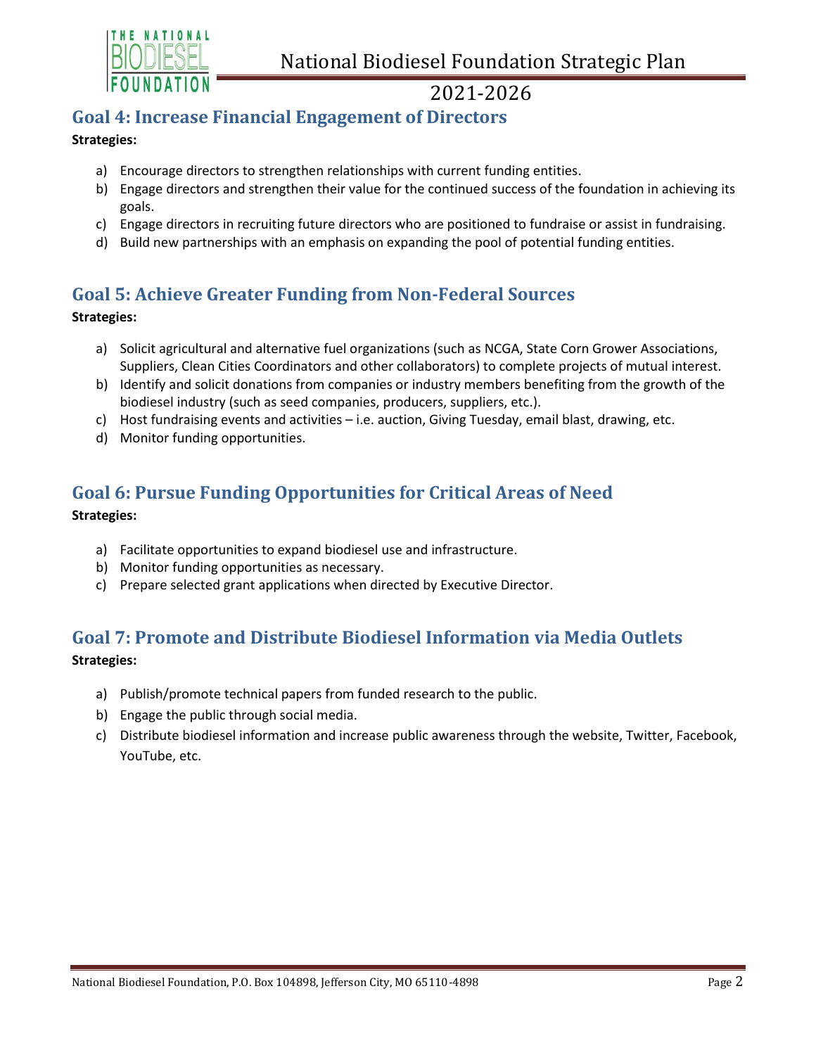## Goal 4: Increase Financial Engagement of Directors

**Strategies:**

a) Encourage directors to strengthen relationships with current funding entities.
b) Engage directors and strengthen their value for the continued success of the foundation in achieving its goals.
c) Engage directors in recruiting future directors who are positioned to fundraise or assist in fundraising.
d) Build new partnerships with an emphasis on expanding the pool of potential funding entities.

## Goal 5: Achieve Greater Funding from Non-Federal Sources

**Strategies:**

a) Solicit agricultural and alternative fuel organizations (such as NCGA, State Corn Grower Associations, Suppliers, Clean Cities Coordinators and other collaborators) to complete projects of mutual interest.
b) Identify and solicit donations from companies or industry members benefiting from the growth of the biodiesel industry (such as seed companies, producers, suppliers, etc.).
c) Host fundraising events and activities – i.e. auction, Giving Tuesday, email blast, drawing, etc.
d) Monitor funding opportunities.

## Goal 6: Pursue Funding Opportunities for Critical Areas of Need

**Strategies:**

a) Facilitate opportunities to expand biodiesel use and infrastructure.
b) Monitor funding opportunities as necessary.
c) Prepare selected grant applications when directed by Executive Director.

## Goal 7: Promote and Distribute Biodiesel Information via Media Outlets

**Strategies:**

a) Publish/promote technical papers from funded research to the public.
b) Engage the public through social media.
c) Distribute biodiesel information and increase public awareness through the website, Twitter, Facebook, YouTube, etc.